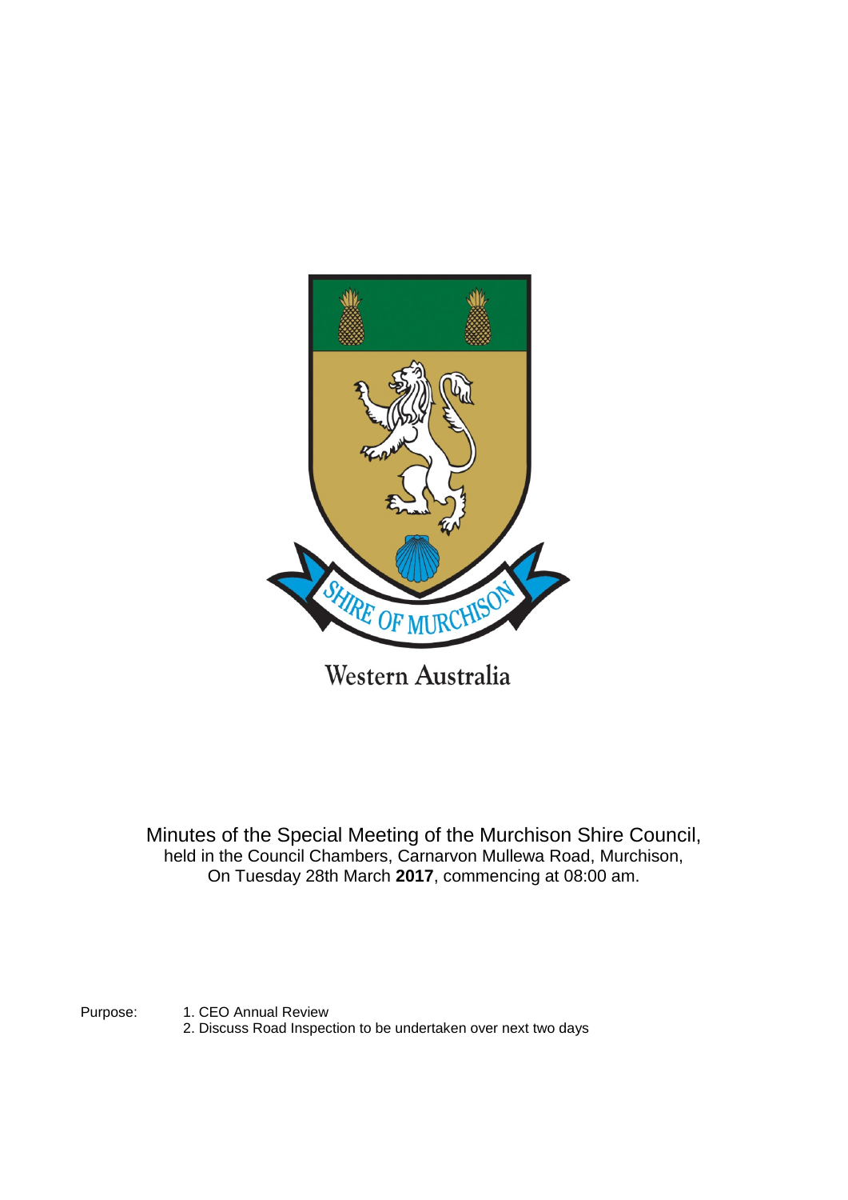Western Australia

Minutes of the Special Meeting of the Murchison Shire Council,
held in the Council Chambers, Carnarvon Mullewa Road, Murchison,
On Tuesday 28th March **2017**, commencing at 08:00 am.

Purpose:
1. CEO Annual Review
2. Discuss Road Inspection to be undertaken over next two days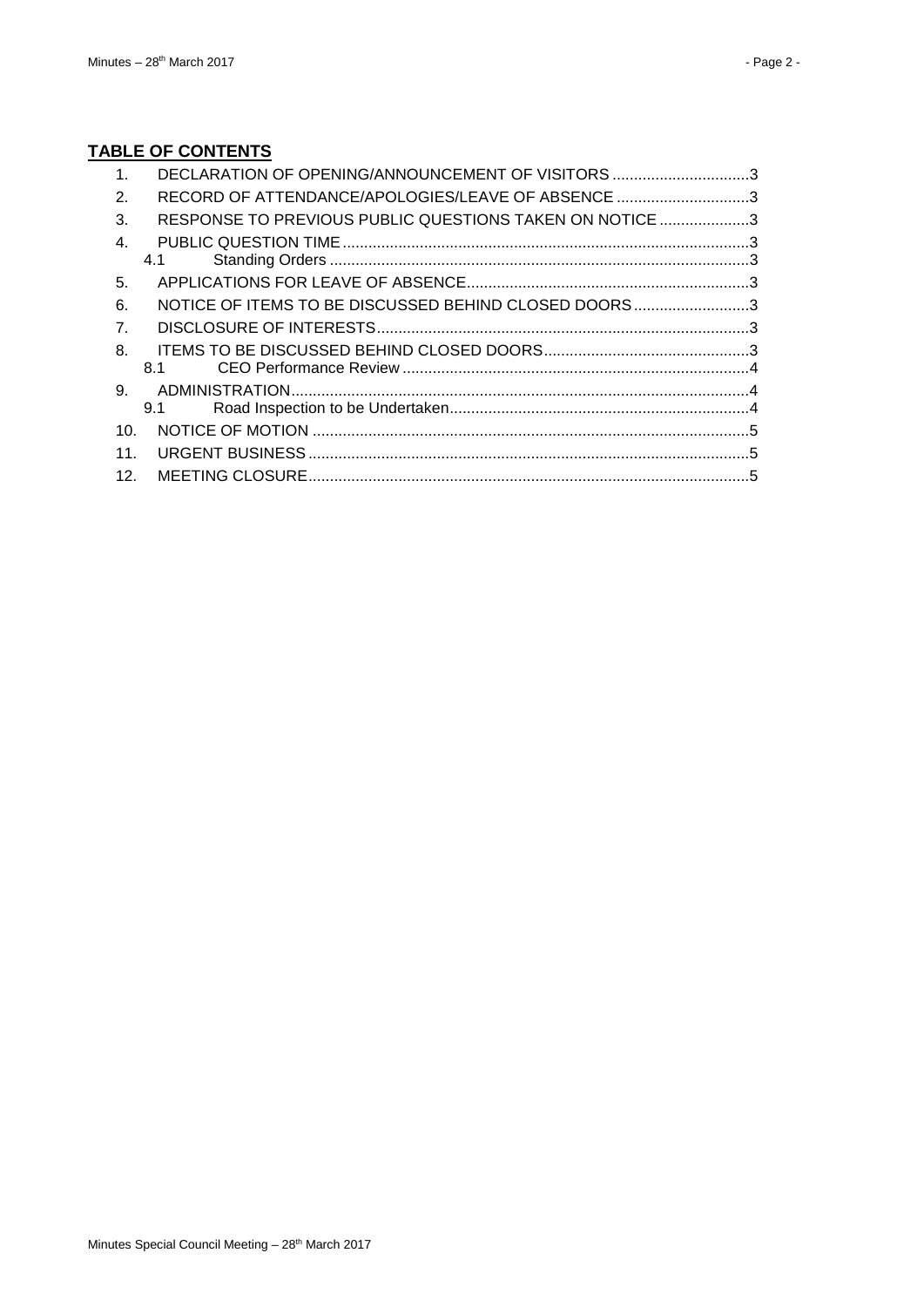## TABLE OF CONTENTS

1. DECLARATION OF OPENING/ANNOUNCEMENT OF VISITORS ................................3
2. RECORD OF ATTENDANCE/APOLOGIES/LEAVE OF ABSENCE ...............................3
3. RESPONSE TO PREVIOUS PUBLIC QUESTIONS TAKEN ON NOTICE .....................3
4. PUBLIC QUESTION TIME ..............................................................................................3
   - 4.1 Standing Orders ..................................................................................................3
5. APPLICATIONS FOR LEAVE OF ABSENCE..................................................................3
6. NOTICE OF ITEMS TO BE DISCUSSED BEHIND CLOSED DOORS...........................3
7. DISCLOSURE OF INTERESTS......................................................................................3
8. ITEMS TO BE DISCUSSED BEHIND CLOSED DOORS................................................3
   - 8.1 CEO Performance Review .................................................................................4
9. ADMINISTRATION..........................................................................................................4
   - 9.1 Road Inspection to be Undertaken......................................................................4
10. NOTICE OF MOTION .....................................................................................................5
11. URGENT BUSINESS......................................................................................................5
12. MEETING CLOSURE......................................................................................................5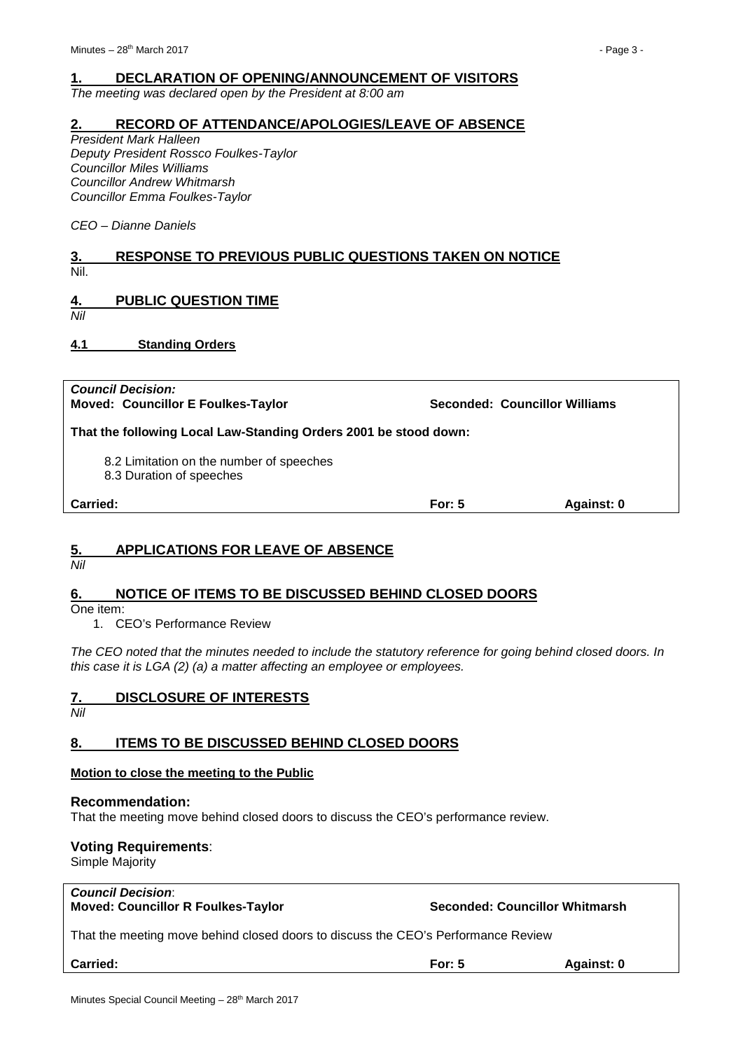## 1. DECLARATION OF OPENING/ANNOUNCEMENT OF VISITORS

*The meeting was declared open by the President at 8:00 am*

## 2. RECORD OF ATTENDANCE/APOLOGIES/LEAVE OF ABSENCE

*President Mark Halleen*
*Deputy President Rossco Foulkes-Taylor*
*Councillor Miles Williams*
*Councillor Andrew Whitmarsh*
*Councillor Emma Foulkes-Taylor*

*CEO – Dianne Daniels*

## 3. RESPONSE TO PREVIOUS PUBLIC QUESTIONS TAKEN ON NOTICE

Nil.

## 4. PUBLIC QUESTION TIME

*Nil*

### 4.1 Standing Orders

***Council Decision:***
**Moved: Councillor E Foulkes-Taylor** **Seconded: Councillor Williams**

**That the following Local Law-Standing Orders 2001 be stood down:**

8.2 Limitation on the number of speeches
8.3 Duration of speeches

**Carried:** **For: 5** **Against: 0**

## 5. APPLICATIONS FOR LEAVE OF ABSENCE

*Nil*

## 6. NOTICE OF ITEMS TO BE DISCUSSED BEHIND CLOSED DOORS

One item:

1. CEO's Performance Review

*The CEO noted that the minutes needed to include the statutory reference for going behind closed doors. In this case it is LGA (2) (a) a matter affecting an employee or employees.*

## 7. DISCLOSURE OF INTERESTS

*Nil*

## 8. ITEMS TO BE DISCUSSED BEHIND CLOSED DOORS

**Motion to close the meeting to the Public**

### Recommendation:

That the meeting move behind closed doors to discuss the CEO's performance review.

### Voting Requirements:

Simple Majority

***Council Decision*:**
**Moved: Councillor R Foulkes-Taylor** **Seconded: Councillor Whitmarsh**

That the meeting move behind closed doors to discuss the CEO's Performance Review

**Carried:** **For: 5** **Against: 0**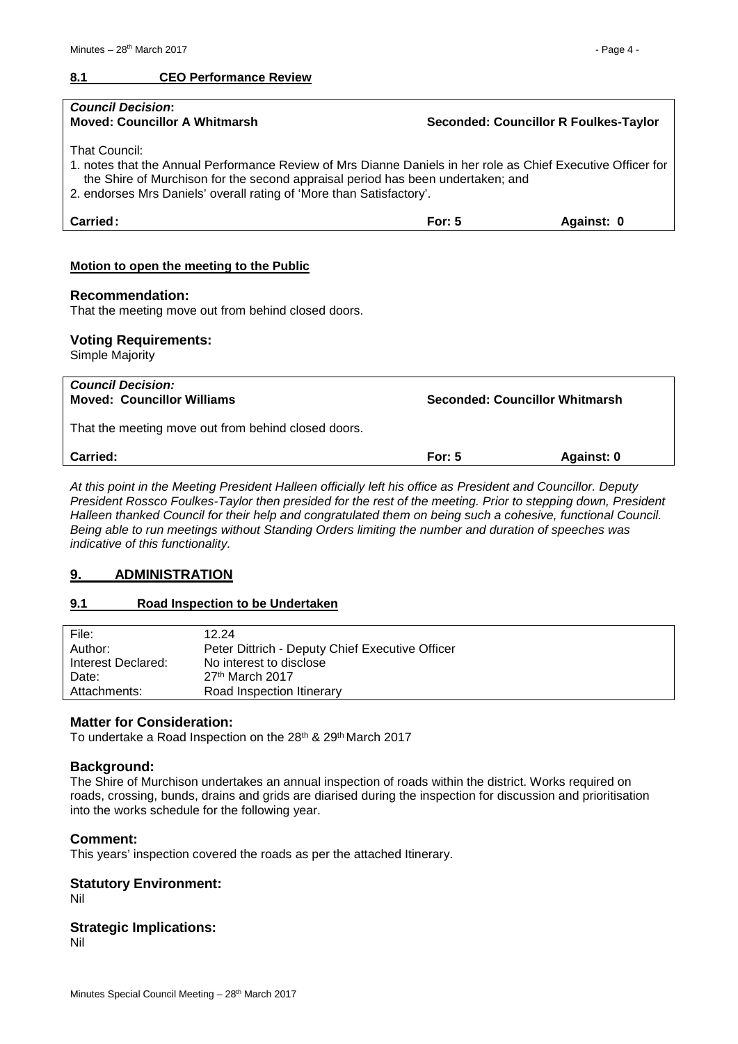### 8.1 CEO Performance Review

| ***Council Decision*:** | | |
|---|---|---|
| **Moved: Councillor A Whitmarsh** | **Seconded: Councillor R Foulkes-Taylor** | |
| That Council:<br>1. notes that the Annual Performance Review of Mrs Dianne Daniels in her role as Chief Executive Officer for the Shire of Murchison for the second appraisal period has been undertaken; and<br>2. endorses Mrs Daniels' overall rating of 'More than Satisfactory'. | | |
| **Carried:** | **For: 5** | **Against: 0** |

**Motion to open the meeting to the Public**

**Recommendation:**
That the meeting move out from behind closed doors.

**Voting Requirements:**
Simple Majority

| ***Council Decision:*** | | |
|---|---|---|
| **Moved: Councillor Williams** | **Seconded: Councillor Whitmarsh** | |
| That the meeting move out from behind closed doors. | | |
| **Carried:** | **For: 5** | **Against: 0** |

*At this point in the Meeting President Halleen officially left his office as President and Councillor. Deputy President Rossco Foulkes-Taylor then presided for the rest of the meeting. Prior to stepping down, President Halleen thanked Council for their help and congratulated them on being such a cohesive, functional Council. Being able to run meetings without Standing Orders limiting the number and duration of speeches was indicative of this functionality.*

## 9. ADMINISTRATION

### 9.1 Road Inspection to be Undertaken

| | |
|---|---|
| File: | 12.24 |
| Author: | Peter Dittrich - Deputy Chief Executive Officer |
| Interest Declared: | No interest to disclose |
| Date: | 27th March 2017 |
| Attachments: | Road Inspection Itinerary |

**Matter for Consideration:**
To undertake a Road Inspection on the 28th & 29th March 2017

**Background:**
The Shire of Murchison undertakes an annual inspection of roads within the district. Works required on roads, crossing, bunds, drains and grids are diarised during the inspection for discussion and prioritisation into the works schedule for the following year.

**Comment:**
This years' inspection covered the roads as per the attached Itinerary.

**Statutory Environment:**
Nil

**Strategic Implications:**
Nil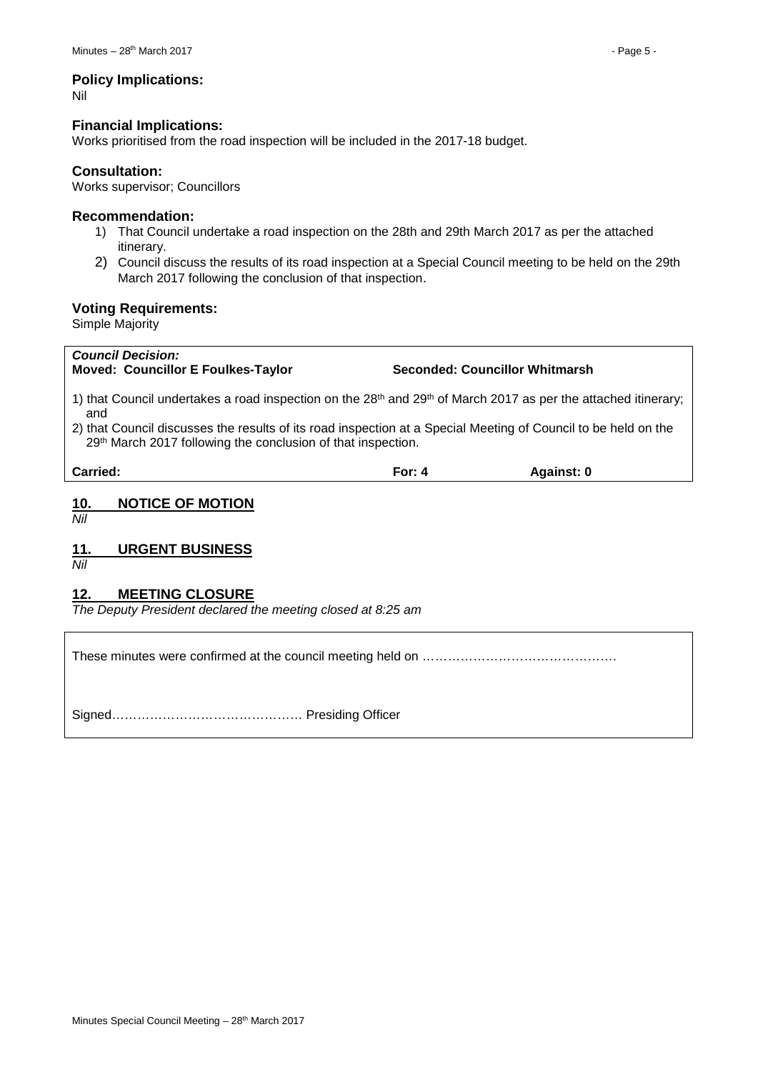### Policy Implications:

Nil

### Financial Implications:

Works prioritised from the road inspection will be included in the 2017-18 budget.

### Consultation:

Works supervisor; Councillors

### Recommendation:

1) That Council undertake a road inspection on the 28th and 29th March 2017 as per the attached itinerary.
2) Council discuss the results of its road inspection at a Special Council meeting to be held on the 29th March 2017 following the conclusion of that inspection.

### Voting Requirements:

Simple Majority

***Council Decision:***
**Moved: Councillor E Foulkes-Taylor** **Seconded: Councillor Whitmarsh**

1) that Council undertakes a road inspection on the 28th and 29th of March 2017 as per the attached itinerary; and
2) that Council discusses the results of its road inspection at a Special Meeting of Council to be held on the 29th March 2017 following the conclusion of that inspection.

**Carried:** **For: 4** **Against: 0**

## 10. NOTICE OF MOTION

*Nil*

## 11. URGENT BUSINESS

*Nil*

## 12. MEETING CLOSURE

*The Deputy President declared the meeting closed at 8:25 am*

These minutes were confirmed at the council meeting held on ………………………………………

Signed……………………………………… Presiding Officer